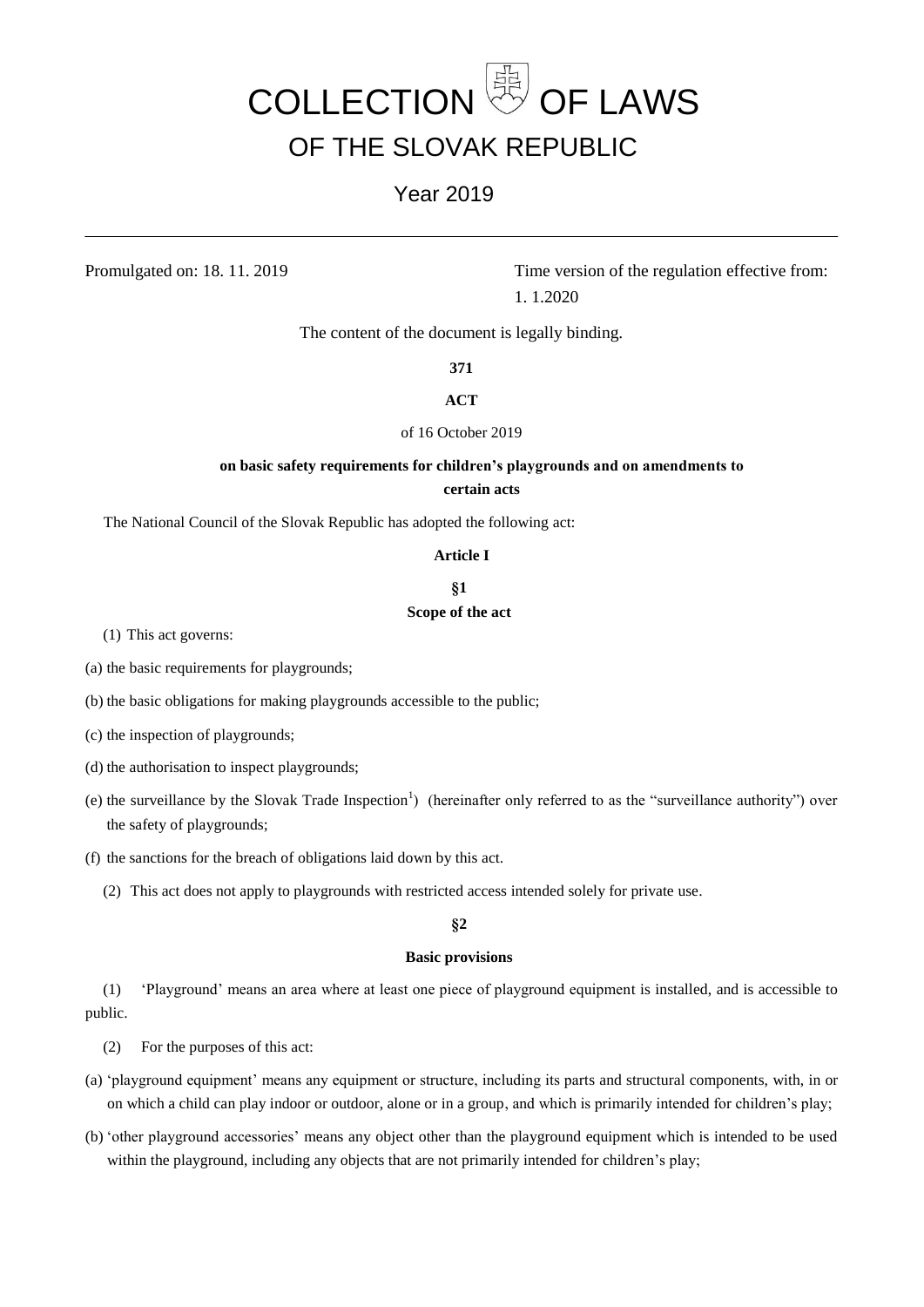# COLLECTION OF LAWS
## OF THE SLOVAK REPUBLIC

Year 2019

---

Promulgated on: 18. 11. 2019

Time version of the regulation effective from: 1. 1.2020

The content of the document is legally binding.

**371**

**ACT**

of 16 October 2019

**on basic safety requirements for children's playgrounds and on amendments to certain acts**

The National Council of the Slovak Republic has adopted the following act:

**Article I**

**§1**

**Scope of the act**

(1) This act governs:

(a) the basic requirements for playgrounds;

(b) the basic obligations for making playgrounds accessible to the public;

(c) the inspection of playgrounds;

(d) the authorisation to inspect playgrounds;

(e) the surveillance by the Slovak Trade Inspection[1]) (hereinafter only referred to as the "surveillance authority") over the safety of playgrounds;

(f) the sanctions for the breach of obligations laid down by this act.

(2) This act does not apply to playgrounds with restricted access intended solely for private use.

**§2**

**Basic provisions**

(1) 'Playground' means an area where at least one piece of playground equipment is installed, and is accessible to public.

(2) For the purposes of this act:

(a) 'playground equipment' means any equipment or structure, including its parts and structural components, with, in or on which a child can play indoor or outdoor, alone or in a group, and which is primarily intended for children's play;

(b) 'other playground accessories' means any object other than the playground equipment which is intended to be used within the playground, including any objects that are not primarily intended for children's play;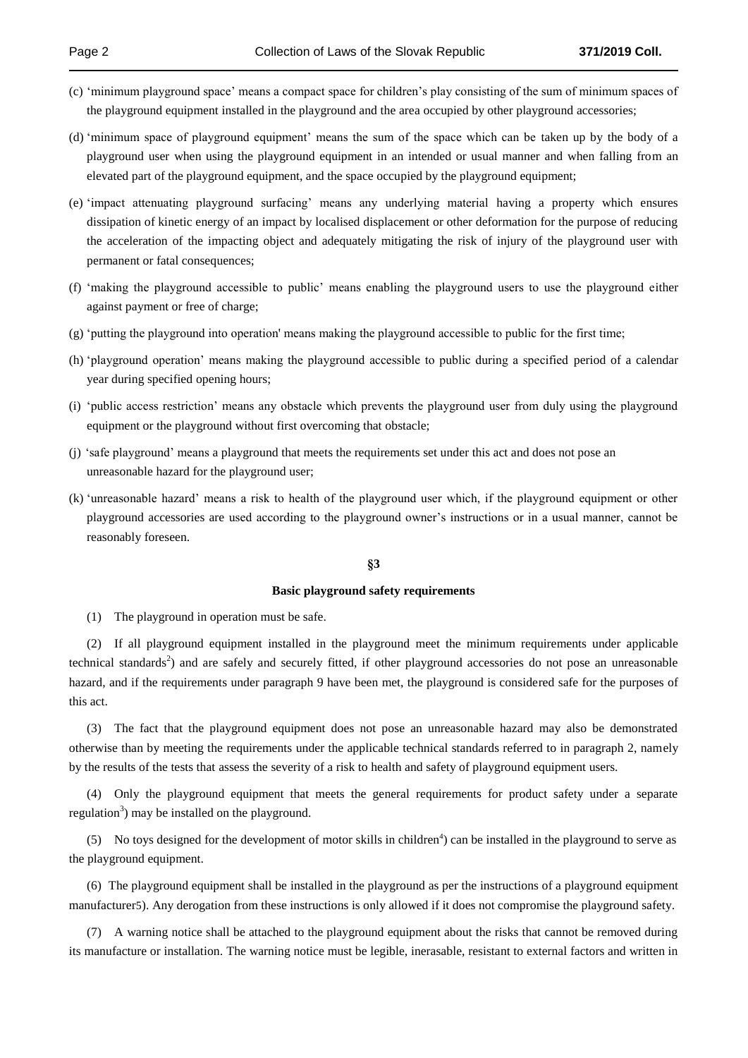(c) 'minimum playground space' means a compact space for children's play consisting of the sum of minimum spaces of the playground equipment installed in the playground and the area occupied by other playground accessories;

(d) 'minimum space of playground equipment' means the sum of the space which can be taken up by the body of a playground user when using the playground equipment in an intended or usual manner and when falling from an elevated part of the playground equipment, and the space occupied by the playground equipment;

(e) 'impact attenuating playground surfacing' means any underlying material having a property which ensures dissipation of kinetic energy of an impact by localised displacement or other deformation for the purpose of reducing the acceleration of the impacting object and adequately mitigating the risk of injury of the playground user with permanent or fatal consequences;

(f) 'making the playground accessible to public' means enabling the playground users to use the playground either against payment or free of charge;

(g) 'putting the playground into operation' means making the playground accessible to public for the first time;

(h) 'playground operation' means making the playground accessible to public during a specified period of a calendar year during specified opening hours;

(i) 'public access restriction' means any obstacle which prevents the playground user from duly using the playground equipment or the playground without first overcoming that obstacle;

(j) 'safe playground' means a playground that meets the requirements set under this act and does not pose an unreasonable hazard for the playground user;

(k) 'unreasonable hazard' means a risk to health of the playground user which, if the playground equipment or other playground accessories are used according to the playground owner's instructions or in a usual manner, cannot be reasonably foreseen.

## §3

### Basic playground safety requirements

(1) The playground in operation must be safe.

(2) If all playground equipment installed in the playground meet the minimum requirements under applicable technical standards[2]) and are safely and securely fitted, if other playground accessories do not pose an unreasonable hazard, and if the requirements under paragraph 9 have been met, the playground is considered safe for the purposes of this act.

(3) The fact that the playground equipment does not pose an unreasonable hazard may also be demonstrated otherwise than by meeting the requirements under the applicable technical standards referred to in paragraph 2, namely by the results of the tests that assess the severity of a risk to health and safety of playground equipment users.

(4) Only the playground equipment that meets the general requirements for product safety under a separate regulation[3]) may be installed on the playground.

(5) No toys designed for the development of motor skills in children[4]) can be installed in the playground to serve as the playground equipment.

(6) The playground equipment shall be installed in the playground as per the instructions of a playground equipment manufacturer5). Any derogation from these instructions is only allowed if it does not compromise the playground safety.

(7) A warning notice shall be attached to the playground equipment about the risks that cannot be removed during its manufacture or installation. The warning notice must be legible, inerasable, resistant to external factors and written in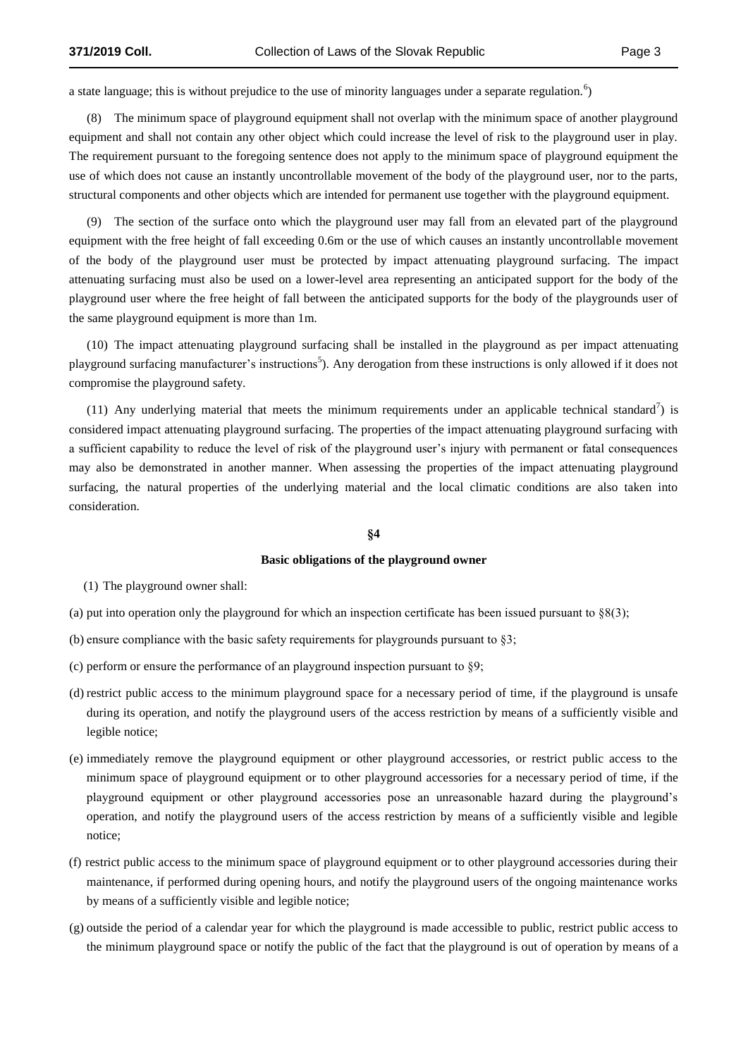a state language; this is without prejudice to the use of minority languages under a separate regulation.[6])

(8) The minimum space of playground equipment shall not overlap with the minimum space of another playground equipment and shall not contain any other object which could increase the level of risk to the playground user in play. The requirement pursuant to the foregoing sentence does not apply to the minimum space of playground equipment the use of which does not cause an instantly uncontrollable movement of the body of the playground user, nor to the parts, structural components and other objects which are intended for permanent use together with the playground equipment.

(9) The section of the surface onto which the playground user may fall from an elevated part of the playground equipment with the free height of fall exceeding 0.6m or the use of which causes an instantly uncontrollable movement of the body of the playground user must be protected by impact attenuating playground surfacing. The impact attenuating surfacing must also be used on a lower-level area representing an anticipated support for the body of the playground user where the free height of fall between the anticipated supports for the body of the playgrounds user of the same playground equipment is more than 1m.

(10) The impact attenuating playground surfacing shall be installed in the playground as per impact attenuating playground surfacing manufacturer's instructions[5]). Any derogation from these instructions is only allowed if it does not compromise the playground safety.

(11) Any underlying material that meets the minimum requirements under an applicable technical standard[7]) is considered impact attenuating playground surfacing. The properties of the impact attenuating playground surfacing with a sufficient capability to reduce the level of risk of the playground user's injury with permanent or fatal consequences may also be demonstrated in another manner. When assessing the properties of the impact attenuating playground surfacing, the natural properties of the underlying material and the local climatic conditions are also taken into consideration.

## §4

### Basic obligations of the playground owner

(1) The playground owner shall:

(a) put into operation only the playground for which an inspection certificate has been issued pursuant to §8(3);

(b) ensure compliance with the basic safety requirements for playgrounds pursuant to §3;

(c) perform or ensure the performance of an playground inspection pursuant to §9;

(d) restrict public access to the minimum playground space for a necessary period of time, if the playground is unsafe during its operation, and notify the playground users of the access restriction by means of a sufficiently visible and legible notice;

(e) immediately remove the playground equipment or other playground accessories, or restrict public access to the minimum space of playground equipment or to other playground accessories for a necessary period of time, if the playground equipment or other playground accessories pose an unreasonable hazard during the playground's operation, and notify the playground users of the access restriction by means of a sufficiently visible and legible notice;

(f) restrict public access to the minimum space of playground equipment or to other playground accessories during their maintenance, if performed during opening hours, and notify the playground users of the ongoing maintenance works by means of a sufficiently visible and legible notice;

(g) outside the period of a calendar year for which the playground is made accessible to public, restrict public access to the minimum playground space or notify the public of the fact that the playground is out of operation by means of a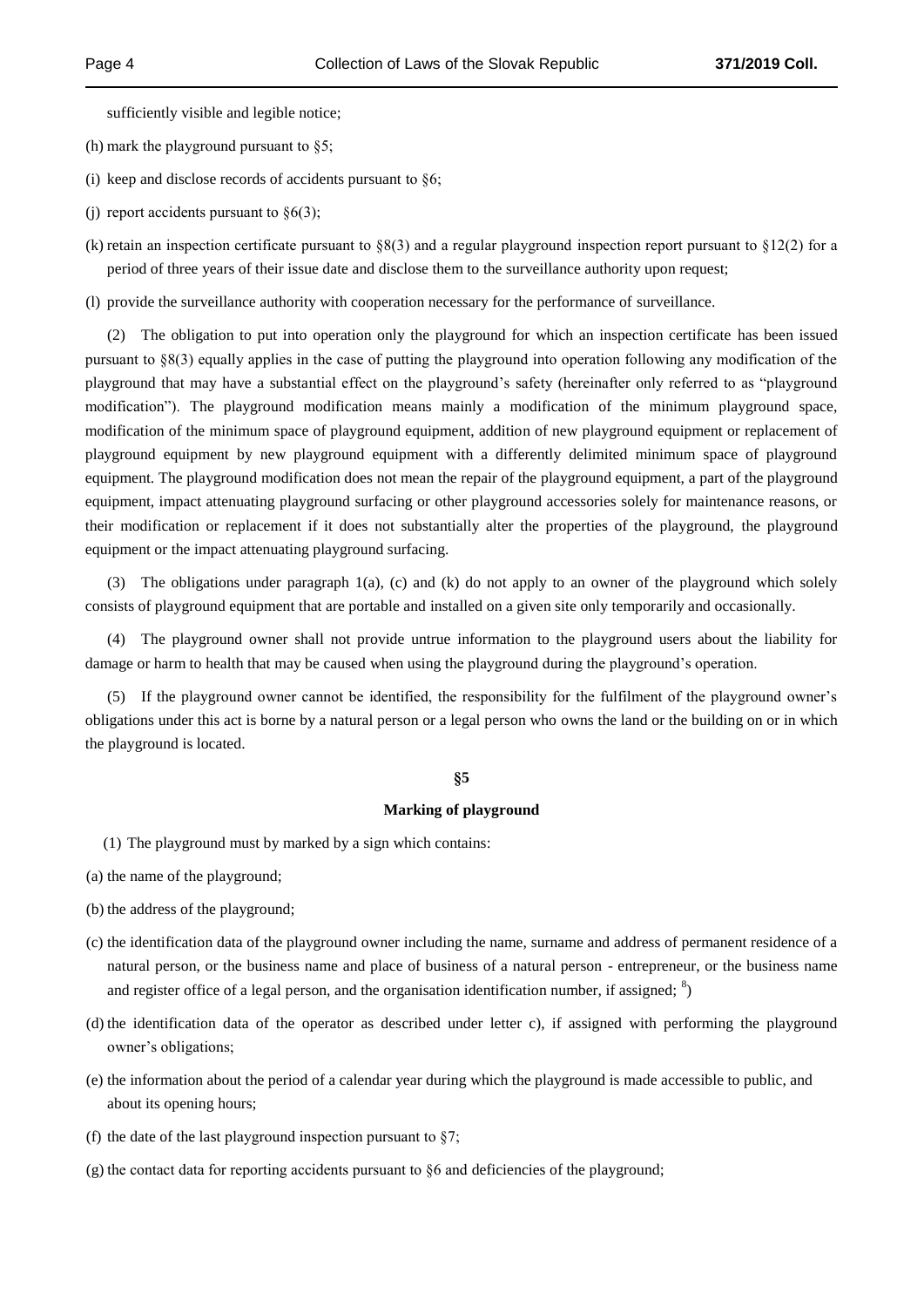sufficiently visible and legible notice;

(h) mark the playground pursuant to §5;

(i) keep and disclose records of accidents pursuant to §6;

(j) report accidents pursuant to §6(3);

(k) retain an inspection certificate pursuant to §8(3) and a regular playground inspection report pursuant to §12(2) for a period of three years of their issue date and disclose them to the surveillance authority upon request;

(l) provide the surveillance authority with cooperation necessary for the performance of surveillance.

(2) The obligation to put into operation only the playground for which an inspection certificate has been issued pursuant to §8(3) equally applies in the case of putting the playground into operation following any modification of the playground that may have a substantial effect on the playground's safety (hereinafter only referred to as "playground modification"). The playground modification means mainly a modification of the minimum playground space, modification of the minimum space of playground equipment, addition of new playground equipment or replacement of playground equipment by new playground equipment with a differently delimited minimum space of playground equipment. The playground modification does not mean the repair of the playground equipment, a part of the playground equipment, impact attenuating playground surfacing or other playground accessories solely for maintenance reasons, or their modification or replacement if it does not substantially alter the properties of the playground, the playground equipment or the impact attenuating playground surfacing.

(3) The obligations under paragraph 1(a), (c) and (k) do not apply to an owner of the playground which solely consists of playground equipment that are portable and installed on a given site only temporarily and occasionally.

(4) The playground owner shall not provide untrue information to the playground users about the liability for damage or harm to health that may be caused when using the playground during the playground's operation.

(5) If the playground owner cannot be identified, the responsibility for the fulfilment of the playground owner's obligations under this act is borne by a natural person or a legal person who owns the land or the building on or in which the playground is located.

### §5

### Marking of playground

(1) The playground must by marked by a sign which contains:

(a) the name of the playground;

(b) the address of the playground;

(c) the identification data of the playground owner including the name, surname and address of permanent residence of a natural person, or the business name and place of business of a natural person - entrepreneur, or the business name and register office of a legal person, and the organisation identification number, if assigned; [8])

(d) the identification data of the operator as described under letter c), if assigned with performing the playground owner's obligations;

(e) the information about the period of a calendar year during which the playground is made accessible to public, and about its opening hours;

(f) the date of the last playground inspection pursuant to §7;

(g) the contact data for reporting accidents pursuant to §6 and deficiencies of the playground;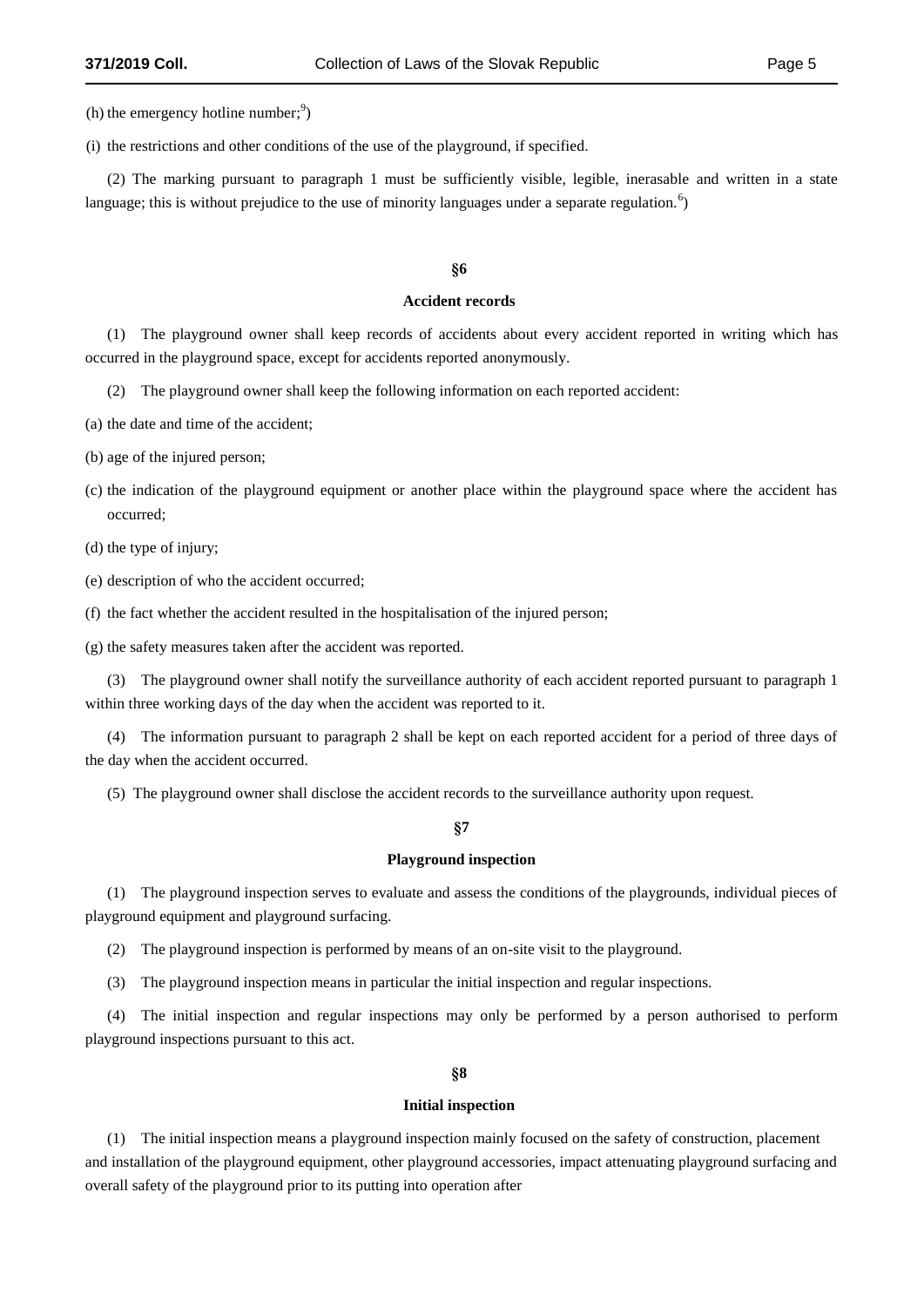(h) the emergency hotline number;[9])

(i) the restrictions and other conditions of the use of the playground, if specified.

(2) The marking pursuant to paragraph 1 must be sufficiently visible, legible, inerasable and written in a state language; this is without prejudice to the use of minority languages under a separate regulation.[6])

## §6

### Accident records

(1) The playground owner shall keep records of accidents about every accident reported in writing which has occurred in the playground space, except for accidents reported anonymously.

(2) The playground owner shall keep the following information on each reported accident:

(a) the date and time of the accident;

(b) age of the injured person;

(c) the indication of the playground equipment or another place within the playground space where the accident has occurred;

(d) the type of injury;

(e) description of who the accident occurred;

(f) the fact whether the accident resulted in the hospitalisation of the injured person;

(g) the safety measures taken after the accident was reported.

(3) The playground owner shall notify the surveillance authority of each accident reported pursuant to paragraph 1 within three working days of the day when the accident was reported to it.

(4) The information pursuant to paragraph 2 shall be kept on each reported accident for a period of three days of the day when the accident occurred.

(5) The playground owner shall disclose the accident records to the surveillance authority upon request.

## §7

### Playground inspection

(1) The playground inspection serves to evaluate and assess the conditions of the playgrounds, individual pieces of playground equipment and playground surfacing.

(2) The playground inspection is performed by means of an on-site visit to the playground.

(3) The playground inspection means in particular the initial inspection and regular inspections.

(4) The initial inspection and regular inspections may only be performed by a person authorised to perform playground inspections pursuant to this act.

## §8

### Initial inspection

(1) The initial inspection means a playground inspection mainly focused on the safety of construction, placement and installation of the playground equipment, other playground accessories, impact attenuating playground surfacing and overall safety of the playground prior to its putting into operation after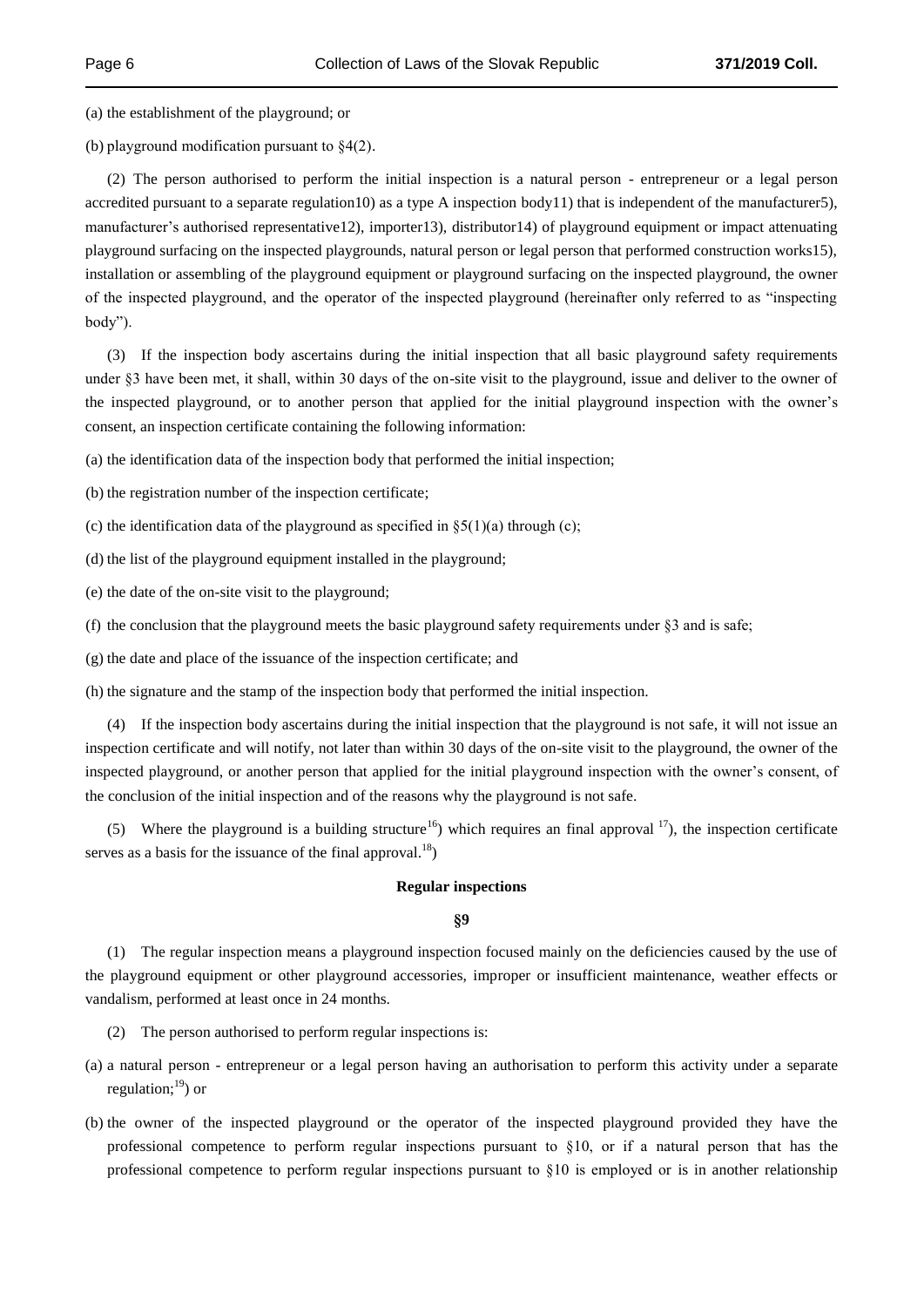(a) the establishment of the playground; or

(b) playground modification pursuant to §4(2).

(2) The person authorised to perform the initial inspection is a natural person - entrepreneur or a legal person accredited pursuant to a separate regulation10) as a type A inspection body11) that is independent of the manufacturer5), manufacturer's authorised representative12), importer13), distributor14) of playground equipment or impact attenuating playground surfacing on the inspected playgrounds, natural person or legal person that performed construction works15), installation or assembling of the playground equipment or playground surfacing on the inspected playground, the owner of the inspected playground, and the operator of the inspected playground (hereinafter only referred to as "inspecting body").

(3) If the inspection body ascertains during the initial inspection that all basic playground safety requirements under §3 have been met, it shall, within 30 days of the on-site visit to the playground, issue and deliver to the owner of the inspected playground, or to another person that applied for the initial playground inspection with the owner's consent, an inspection certificate containing the following information:

(a) the identification data of the inspection body that performed the initial inspection;

(b) the registration number of the inspection certificate;

(c) the identification data of the playground as specified in §5(1)(a) through (c);

(d) the list of the playground equipment installed in the playground;

(e) the date of the on-site visit to the playground;

(f) the conclusion that the playground meets the basic playground safety requirements under §3 and is safe;

(g) the date and place of the issuance of the inspection certificate; and

(h) the signature and the stamp of the inspection body that performed the initial inspection.

(4) If the inspection body ascertains during the initial inspection that the playground is not safe, it will not issue an inspection certificate and will notify, not later than within 30 days of the on-site visit to the playground, the owner of the inspected playground, or another person that applied for the initial playground inspection with the owner's consent, of the conclusion of the initial inspection and of the reasons why the playground is not safe.

(5) Where the playground is a building structure[16]) which requires an final approval [17]), the inspection certificate serves as a basis for the issuance of the final approval.[18])

**Regular inspections**

**§9**

(1) The regular inspection means a playground inspection focused mainly on the deficiencies caused by the use of the playground equipment or other playground accessories, improper or insufficient maintenance, weather effects or vandalism, performed at least once in 24 months.

(2) The person authorised to perform regular inspections is:

(a) a natural person - entrepreneur or a legal person having an authorisation to perform this activity under a separate regulation;[19]) or

(b) the owner of the inspected playground or the operator of the inspected playground provided they have the professional competence to perform regular inspections pursuant to §10, or if a natural person that has the professional competence to perform regular inspections pursuant to §10 is employed or is in another relationship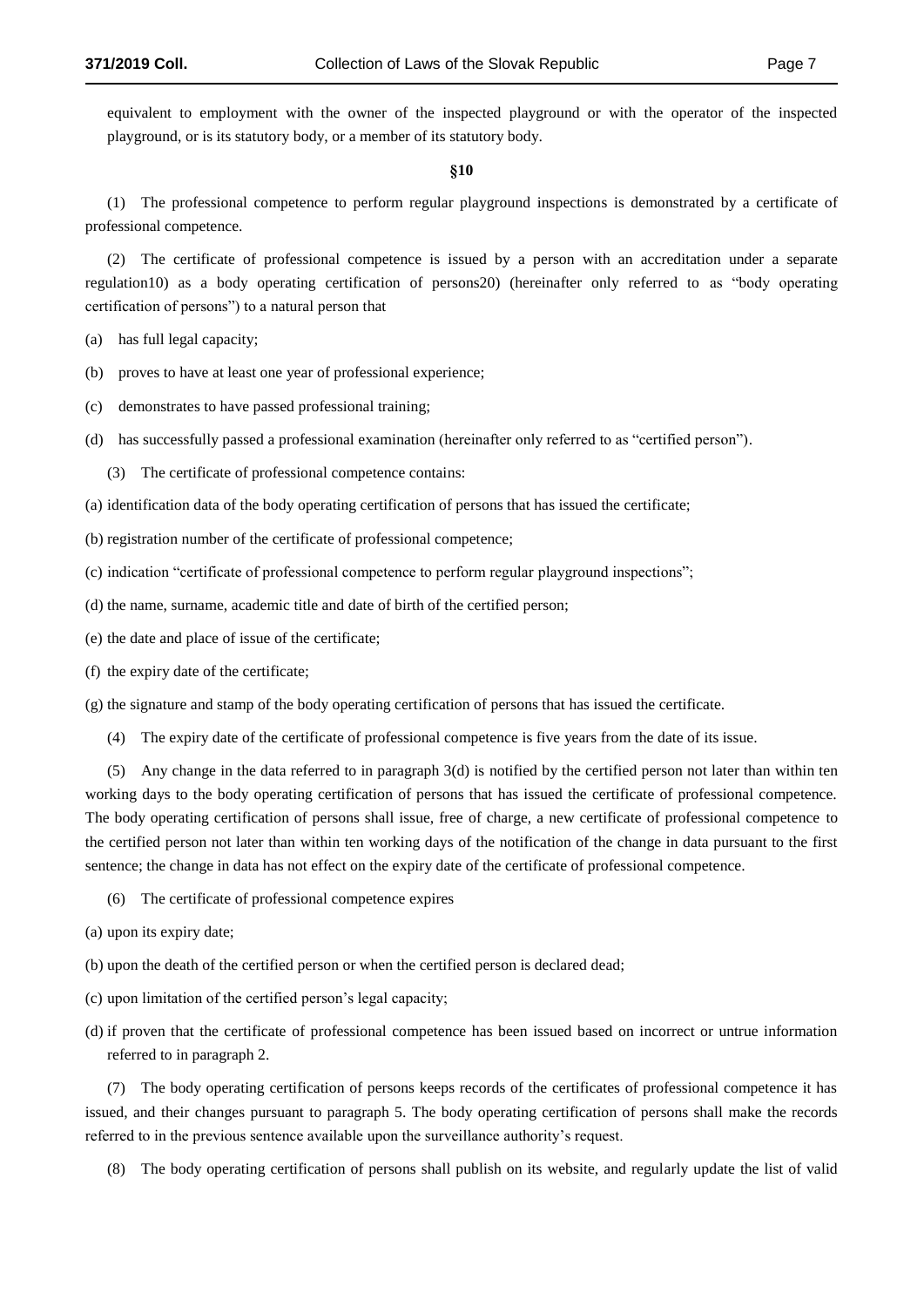equivalent to employment with the owner of the inspected playground or with the operator of the inspected playground, or is its statutory body, or a member of its statutory body.

**§10**

(1) The professional competence to perform regular playground inspections is demonstrated by a certificate of professional competence.

(2) The certificate of professional competence is issued by a person with an accreditation under a separate regulation[10] as a body operating certification of persons[20] (hereinafter only referred to as "body operating certification of persons") to a natural person that

(a) has full legal capacity;

(b) proves to have at least one year of professional experience;

(c) demonstrates to have passed professional training;

(d) has successfully passed a professional examination (hereinafter only referred to as "certified person").

(3) The certificate of professional competence contains:

(a) identification data of the body operating certification of persons that has issued the certificate;

(b) registration number of the certificate of professional competence;

(c) indication "certificate of professional competence to perform regular playground inspections";

(d) the name, surname, academic title and date of birth of the certified person;

(e) the date and place of issue of the certificate;

(f) the expiry date of the certificate;

(g) the signature and stamp of the body operating certification of persons that has issued the certificate.

(4) The expiry date of the certificate of professional competence is five years from the date of its issue.

(5) Any change in the data referred to in paragraph 3(d) is notified by the certified person not later than within ten working days to the body operating certification of persons that has issued the certificate of professional competence. The body operating certification of persons shall issue, free of charge, a new certificate of professional competence to the certified person not later than within ten working days of the notification of the change in data pursuant to the first sentence; the change in data has not effect on the expiry date of the certificate of professional competence.

(6) The certificate of professional competence expires

(a) upon its expiry date;

(b) upon the death of the certified person or when the certified person is declared dead;

(c) upon limitation of the certified person's legal capacity;

(d) if proven that the certificate of professional competence has been issued based on incorrect or untrue information referred to in paragraph 2.

(7) The body operating certification of persons keeps records of the certificates of professional competence it has issued, and their changes pursuant to paragraph 5. The body operating certification of persons shall make the records referred to in the previous sentence available upon the surveillance authority's request.

(8) The body operating certification of persons shall publish on its website, and regularly update the list of valid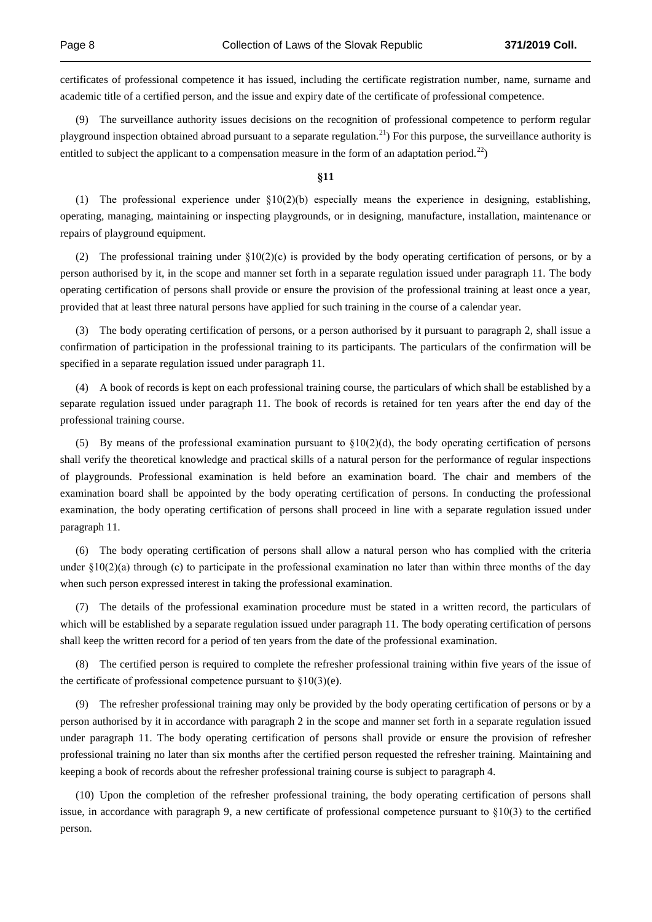certificates of professional competence it has issued, including the certificate registration number, name, surname and academic title of a certified person, and the issue and expiry date of the certificate of professional competence.

(9) The surveillance authority issues decisions on the recognition of professional competence to perform regular playground inspection obtained abroad pursuant to a separate regulation.[21]) For this purpose, the surveillance authority is entitled to subject the applicant to a compensation measure in the form of an adaptation period.[22])

**§11**

(1) The professional experience under §10(2)(b) especially means the experience in designing, establishing, operating, managing, maintaining or inspecting playgrounds, or in designing, manufacture, installation, maintenance or repairs of playground equipment.

(2) The professional training under §10(2)(c) is provided by the body operating certification of persons, or by a person authorised by it, in the scope and manner set forth in a separate regulation issued under paragraph 11. The body operating certification of persons shall provide or ensure the provision of the professional training at least once a year, provided that at least three natural persons have applied for such training in the course of a calendar year.

(3) The body operating certification of persons, or a person authorised by it pursuant to paragraph 2, shall issue a confirmation of participation in the professional training to its participants. The particulars of the confirmation will be specified in a separate regulation issued under paragraph 11.

(4) A book of records is kept on each professional training course, the particulars of which shall be established by a separate regulation issued under paragraph 11. The book of records is retained for ten years after the end day of the professional training course.

(5) By means of the professional examination pursuant to §10(2)(d), the body operating certification of persons shall verify the theoretical knowledge and practical skills of a natural person for the performance of regular inspections of playgrounds. Professional examination is held before an examination board. The chair and members of the examination board shall be appointed by the body operating certification of persons. In conducting the professional examination, the body operating certification of persons shall proceed in line with a separate regulation issued under paragraph 11.

(6) The body operating certification of persons shall allow a natural person who has complied with the criteria under §10(2)(a) through (c) to participate in the professional examination no later than within three months of the day when such person expressed interest in taking the professional examination.

(7) The details of the professional examination procedure must be stated in a written record, the particulars of which will be established by a separate regulation issued under paragraph 11. The body operating certification of persons shall keep the written record for a period of ten years from the date of the professional examination.

(8) The certified person is required to complete the refresher professional training within five years of the issue of the certificate of professional competence pursuant to §10(3)(e).

(9) The refresher professional training may only be provided by the body operating certification of persons or by a person authorised by it in accordance with paragraph 2 in the scope and manner set forth in a separate regulation issued under paragraph 11. The body operating certification of persons shall provide or ensure the provision of refresher professional training no later than six months after the certified person requested the refresher training. Maintaining and keeping a book of records about the refresher professional training course is subject to paragraph 4.

(10) Upon the completion of the refresher professional training, the body operating certification of persons shall issue, in accordance with paragraph 9, a new certificate of professional competence pursuant to §10(3) to the certified person.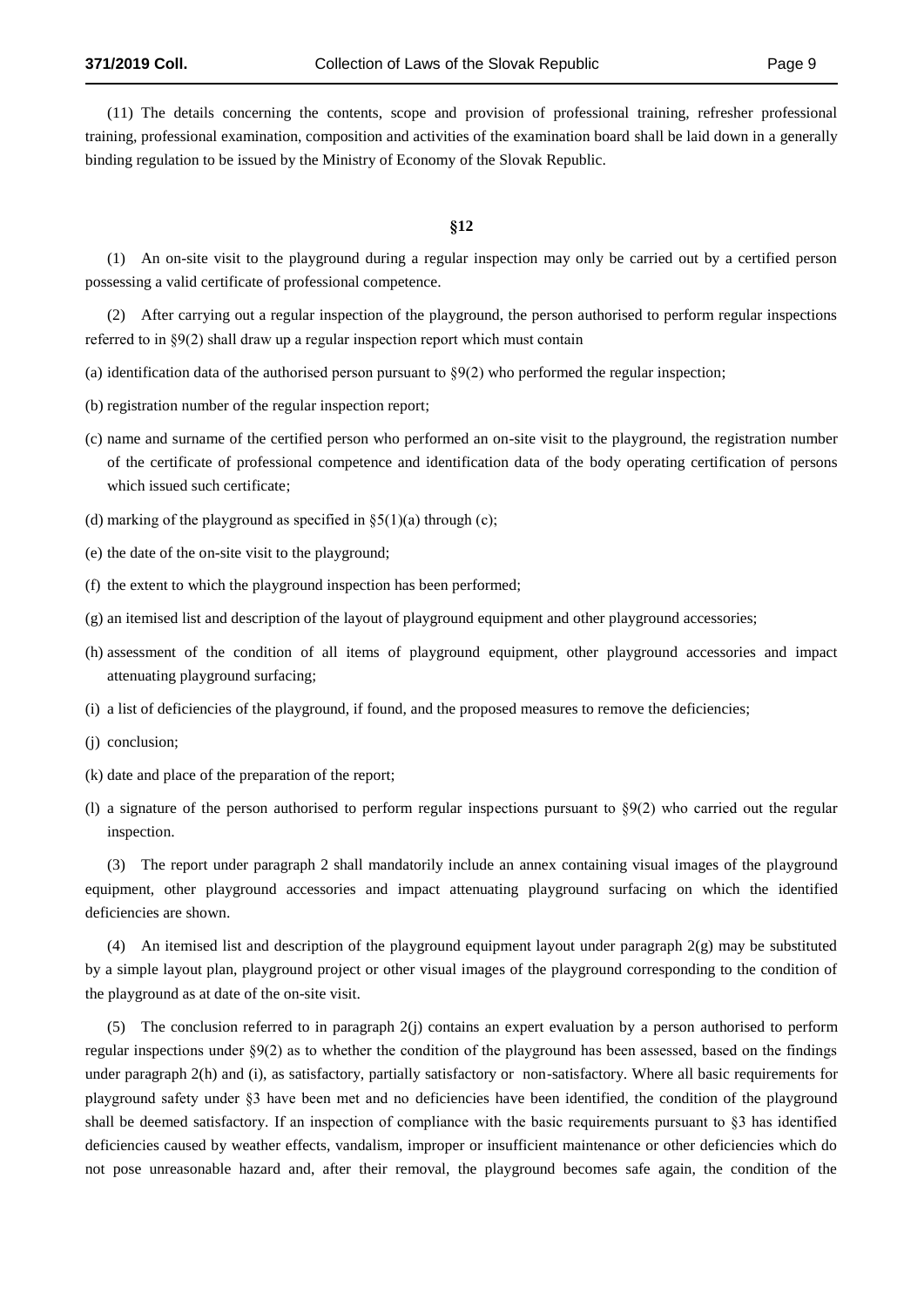(11) The details concerning the contents, scope and provision of professional training, refresher professional training, professional examination, composition and activities of the examination board shall be laid down in a generally binding regulation to be issued by the Ministry of Economy of the Slovak Republic.

### §12

(1) An on-site visit to the playground during a regular inspection may only be carried out by a certified person possessing a valid certificate of professional competence.

(2) After carrying out a regular inspection of the playground, the person authorised to perform regular inspections referred to in §9(2) shall draw up a regular inspection report which must contain

(a) identification data of the authorised person pursuant to §9(2) who performed the regular inspection;

(b) registration number of the regular inspection report;

(c) name and surname of the certified person who performed an on-site visit to the playground, the registration number of the certificate of professional competence and identification data of the body operating certification of persons which issued such certificate;

(d) marking of the playground as specified in §5(1)(a) through (c);

(e) the date of the on-site visit to the playground;

(f) the extent to which the playground inspection has been performed;

(g) an itemised list and description of the layout of playground equipment and other playground accessories;

(h) assessment of the condition of all items of playground equipment, other playground accessories and impact attenuating playground surfacing;

(i) a list of deficiencies of the playground, if found, and the proposed measures to remove the deficiencies;

(j) conclusion;

(k) date and place of the preparation of the report;

(l) a signature of the person authorised to perform regular inspections pursuant to §9(2) who carried out the regular inspection.

(3) The report under paragraph 2 shall mandatorily include an annex containing visual images of the playground equipment, other playground accessories and impact attenuating playground surfacing on which the identified deficiencies are shown.

(4) An itemised list and description of the playground equipment layout under paragraph 2(g) may be substituted by a simple layout plan, playground project or other visual images of the playground corresponding to the condition of the playground as at date of the on-site visit.

(5) The conclusion referred to in paragraph 2(j) contains an expert evaluation by a person authorised to perform regular inspections under §9(2) as to whether the condition of the playground has been assessed, based on the findings under paragraph 2(h) and (i), as satisfactory, partially satisfactory or non-satisfactory. Where all basic requirements for playground safety under §3 have been met and no deficiencies have been identified, the condition of the playground shall be deemed satisfactory. If an inspection of compliance with the basic requirements pursuant to §3 has identified deficiencies caused by weather effects, vandalism, improper or insufficient maintenance or other deficiencies which do not pose unreasonable hazard and, after their removal, the playground becomes safe again, the condition of the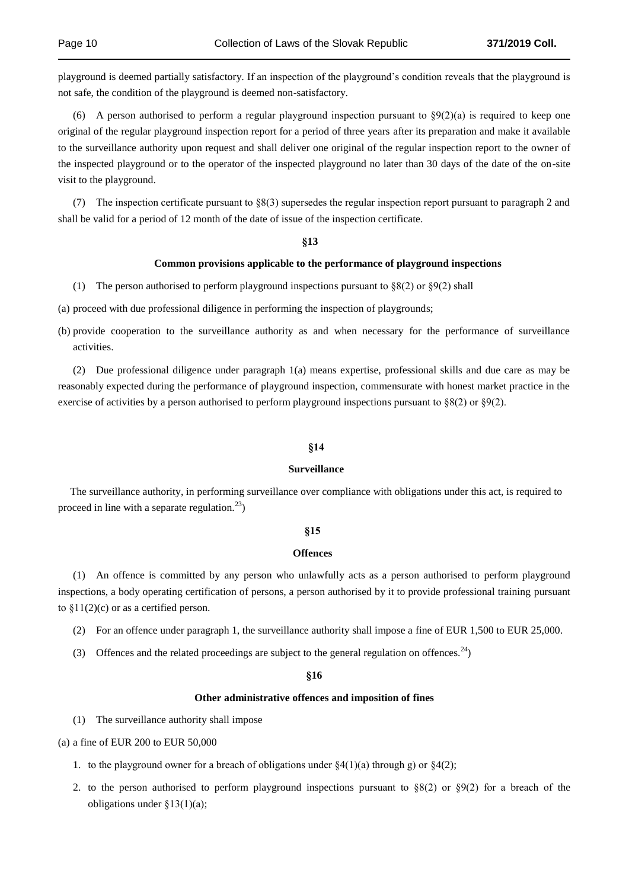playground is deemed partially satisfactory. If an inspection of the playground's condition reveals that the playground is not safe, the condition of the playground is deemed non-satisfactory.

(6) A person authorised to perform a regular playground inspection pursuant to §9(2)(a) is required to keep one original of the regular playground inspection report for a period of three years after its preparation and make it available to the surveillance authority upon request and shall deliver one original of the regular inspection report to the owner of the inspected playground or to the operator of the inspected playground no later than 30 days of the date of the on-site visit to the playground.

(7) The inspection certificate pursuant to §8(3) supersedes the regular inspection report pursuant to paragraph 2 and shall be valid for a period of 12 month of the date of issue of the inspection certificate.

### §13

### Common provisions applicable to the performance of playground inspections

(1) The person authorised to perform playground inspections pursuant to §8(2) or §9(2) shall

(a) proceed with due professional diligence in performing the inspection of playgrounds;

(b) provide cooperation to the surveillance authority as and when necessary for the performance of surveillance activities.

(2) Due professional diligence under paragraph 1(a) means expertise, professional skills and due care as may be reasonably expected during the performance of playground inspection, commensurate with honest market practice in the exercise of activities by a person authorised to perform playground inspections pursuant to §8(2) or §9(2).

### §14

### Surveillance

The surveillance authority, in performing surveillance over compliance with obligations under this act, is required to proceed in line with a separate regulation.[23])

### §15

### Offences

(1) An offence is committed by any person who unlawfully acts as a person authorised to perform playground inspections, a body operating certification of persons, a person authorised by it to provide professional training pursuant to §11(2)(c) or as a certified person.

(2) For an offence under paragraph 1, the surveillance authority shall impose a fine of EUR 1,500 to EUR 25,000.

(3) Offences and the related proceedings are subject to the general regulation on offences.[24])

### §16

### Other administrative offences and imposition of fines

(1) The surveillance authority shall impose

(a) a fine of EUR 200 to EUR 50,000

1. to the playground owner for a breach of obligations under §4(1)(a) through g) or §4(2);
2. to the person authorised to perform playground inspections pursuant to §8(2) or §9(2) for a breach of the obligations under §13(1)(a);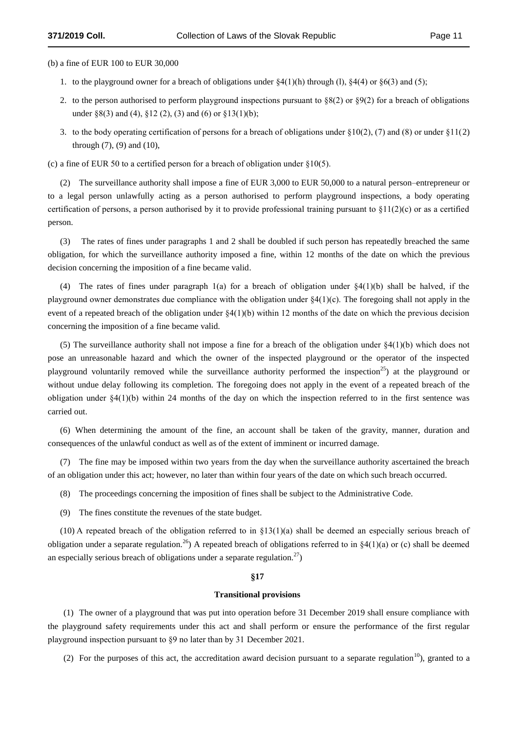(b) a fine of EUR 100 to EUR 30,000

1. to the playground owner for a breach of obligations under §4(1)(h) through (l), §4(4) or §6(3) and (5);
2. to the person authorised to perform playground inspections pursuant to §8(2) or §9(2) for a breach of obligations under §8(3) and (4), §12 (2), (3) and (6) or §13(1)(b);
3. to the body operating certification of persons for a breach of obligations under §10(2), (7) and (8) or under §11(2) through (7), (9) and (10),

(c) a fine of EUR 50 to a certified person for a breach of obligation under §10(5).

(2) The surveillance authority shall impose a fine of EUR 3,000 to EUR 50,000 to a natural person–entrepreneur or to a legal person unlawfully acting as a person authorised to perform playground inspections, a body operating certification of persons, a person authorised by it to provide professional training pursuant to §11(2)(c) or as a certified person.

(3) The rates of fines under paragraphs 1 and 2 shall be doubled if such person has repeatedly breached the same obligation, for which the surveillance authority imposed a fine, within 12 months of the date on which the previous decision concerning the imposition of a fine became valid.

(4) The rates of fines under paragraph 1(a) for a breach of obligation under §4(1)(b) shall be halved, if the playground owner demonstrates due compliance with the obligation under §4(1)(c). The foregoing shall not apply in the event of a repeated breach of the obligation under §4(1)(b) within 12 months of the date on which the previous decision concerning the imposition of a fine became valid.

(5) The surveillance authority shall not impose a fine for a breach of the obligation under §4(1)(b) which does not pose an unreasonable hazard and which the owner of the inspected playground or the operator of the inspected playground voluntarily removed while the surveillance authority performed the inspection[25]) at the playground or without undue delay following its completion. The foregoing does not apply in the event of a repeated breach of the obligation under §4(1)(b) within 24 months of the day on which the inspection referred to in the first sentence was carried out.

(6) When determining the amount of the fine, an account shall be taken of the gravity, manner, duration and consequences of the unlawful conduct as well as of the extent of imminent or incurred damage.

(7) The fine may be imposed within two years from the day when the surveillance authority ascertained the breach of an obligation under this act; however, no later than within four years of the date on which such breach occurred.

(8) The proceedings concerning the imposition of fines shall be subject to the Administrative Code.

(9) The fines constitute the revenues of the state budget.

(10) A repeated breach of the obligation referred to in §13(1)(a) shall be deemed an especially serious breach of obligation under a separate regulation.[26]) A repeated breach of obligations referred to in §4(1)(a) or (c) shall be deemed an especially serious breach of obligations under a separate regulation.[27])

### §17

### Transitional provisions

(1) The owner of a playground that was put into operation before 31 December 2019 shall ensure compliance with the playground safety requirements under this act and shall perform or ensure the performance of the first regular playground inspection pursuant to §9 no later than by 31 December 2021.

(2) For the purposes of this act, the accreditation award decision pursuant to a separate regulation[10]), granted to a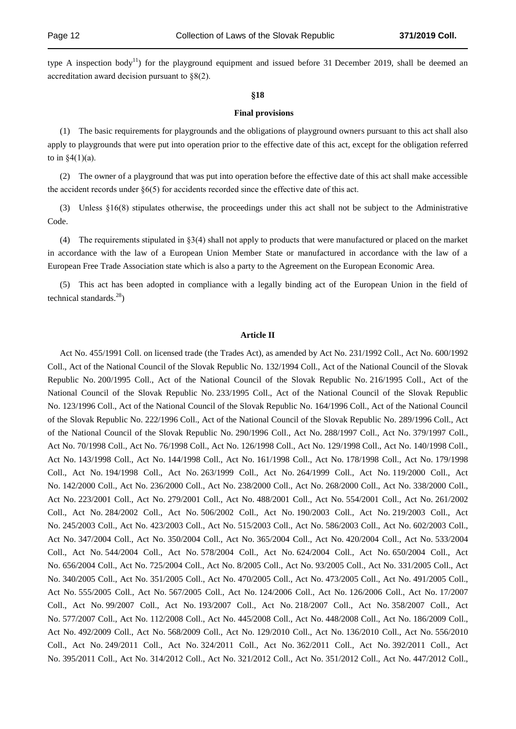type A inspection body[11]) for the playground equipment and issued before 31 December 2019, shall be deemed an accreditation award decision pursuant to §8(2).

## §18

### Final provisions

(1) The basic requirements for playgrounds and the obligations of playground owners pursuant to this act shall also apply to playgrounds that were put into operation prior to the effective date of this act, except for the obligation referred to in §4(1)(a).

(2) The owner of a playground that was put into operation before the effective date of this act shall make accessible the accident records under §6(5) for accidents recorded since the effective date of this act.

(3) Unless §16(8) stipulates otherwise, the proceedings under this act shall not be subject to the Administrative Code.

(4) The requirements stipulated in §3(4) shall not apply to products that were manufactured or placed on the market in accordance with the law of a European Union Member State or manufactured in accordance with the law of a European Free Trade Association state which is also a party to the Agreement on the European Economic Area.

(5) This act has been adopted in compliance with a legally binding act of the European Union in the field of technical standards.[28])

## Article II

Act No. 455/1991 Coll. on licensed trade (the Trades Act), as amended by Act No. 231/1992 Coll., Act No. 600/1992 Coll., Act of the National Council of the Slovak Republic No. 132/1994 Coll., Act of the National Council of the Slovak Republic No. 200/1995 Coll., Act of the National Council of the Slovak Republic No. 216/1995 Coll., Act of the National Council of the Slovak Republic No. 233/1995 Coll., Act of the National Council of the Slovak Republic No. 123/1996 Coll., Act of the National Council of the Slovak Republic No. 164/1996 Coll., Act of the National Council of the Slovak Republic No. 222/1996 Coll., Act of the National Council of the Slovak Republic No. 289/1996 Coll., Act of the National Council of the Slovak Republic No. 290/1996 Coll., Act No. 288/1997 Coll., Act No. 379/1997 Coll., Act No. 70/1998 Coll., Act No. 76/1998 Coll., Act No. 126/1998 Coll., Act No. 129/1998 Coll., Act No. 140/1998 Coll., Act No. 143/1998 Coll., Act No. 144/1998 Coll., Act No. 161/1998 Coll., Act No. 178/1998 Coll., Act No. 179/1998 Coll., Act No. 194/1998 Coll., Act No. 263/1999 Coll., Act No. 264/1999 Coll., Act No. 119/2000 Coll., Act No. 142/2000 Coll., Act No. 236/2000 Coll., Act No. 238/2000 Coll., Act No. 268/2000 Coll., Act No. 338/2000 Coll., Act No. 223/2001 Coll., Act No. 279/2001 Coll., Act No. 488/2001 Coll., Act No. 554/2001 Coll., Act No. 261/2002 Coll., Act No. 284/2002 Coll., Act No. 506/2002 Coll., Act No. 190/2003 Coll., Act No. 219/2003 Coll., Act No. 245/2003 Coll., Act No. 423/2003 Coll., Act No. 515/2003 Coll., Act No. 586/2003 Coll., Act No. 602/2003 Coll., Act No. 347/2004 Coll., Act No. 350/2004 Coll., Act No. 365/2004 Coll., Act No. 420/2004 Coll., Act No. 533/2004 Coll., Act No. 544/2004 Coll., Act No. 578/2004 Coll., Act No. 624/2004 Coll., Act No. 650/2004 Coll., Act No. 656/2004 Coll., Act No. 725/2004 Coll., Act No. 8/2005 Coll., Act No. 93/2005 Coll., Act No. 331/2005 Coll., Act No. 340/2005 Coll., Act No. 351/2005 Coll., Act No. 470/2005 Coll., Act No. 473/2005 Coll., Act No. 491/2005 Coll., Act No. 555/2005 Coll., Act No. 567/2005 Coll., Act No. 124/2006 Coll., Act No. 126/2006 Coll., Act No. 17/2007 Coll., Act No. 99/2007 Coll., Act No. 193/2007 Coll., Act No. 218/2007 Coll., Act No. 358/2007 Coll., Act No. 577/2007 Coll., Act No. 112/2008 Coll., Act No. 445/2008 Coll., Act No. 448/2008 Coll., Act No. 186/2009 Coll., Act No. 492/2009 Coll., Act No. 568/2009 Coll., Act No. 129/2010 Coll., Act No. 136/2010 Coll., Act No. 556/2010 Coll., Act No. 249/2011 Coll., Act No. 324/2011 Coll., Act No. 362/2011 Coll., Act No. 392/2011 Coll., Act No. 395/2011 Coll., Act No. 314/2012 Coll., Act No. 321/2012 Coll., Act No. 351/2012 Coll., Act No. 447/2012 Coll.,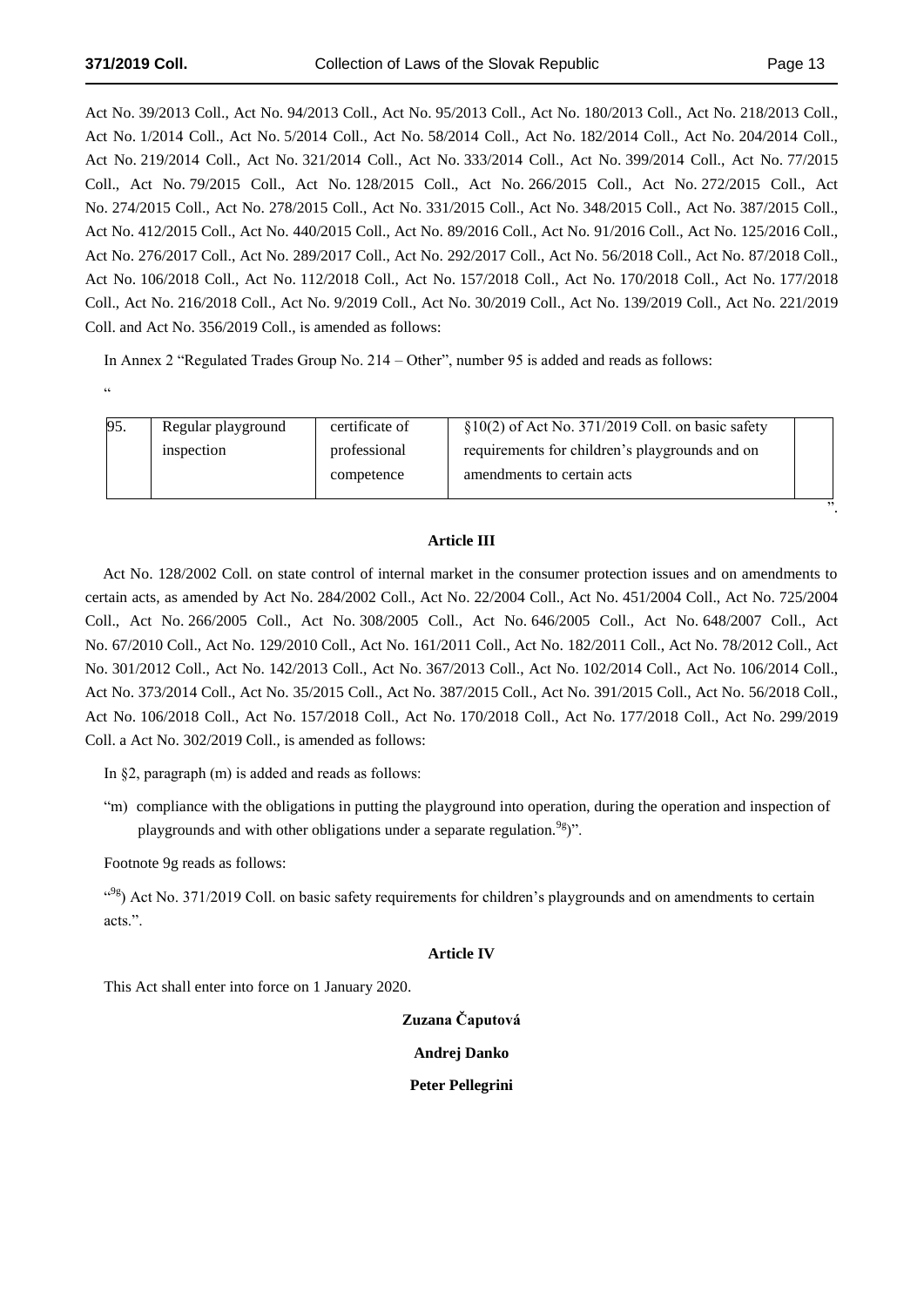Act No. 39/2013 Coll., Act No. 94/2013 Coll., Act No. 95/2013 Coll., Act No. 180/2013 Coll., Act No. 218/2013 Coll., Act No. 1/2014 Coll., Act No. 5/2014 Coll., Act No. 58/2014 Coll., Act No. 182/2014 Coll., Act No. 204/2014 Coll., Act No. 219/2014 Coll., Act No. 321/2014 Coll., Act No. 333/2014 Coll., Act No. 399/2014 Coll., Act No. 77/2015 Coll., Act No. 79/2015 Coll., Act No. 128/2015 Coll., Act No. 266/2015 Coll., Act No. 272/2015 Coll., Act No. 274/2015 Coll., Act No. 278/2015 Coll., Act No. 331/2015 Coll., Act No. 348/2015 Coll., Act No. 387/2015 Coll., Act No. 412/2015 Coll., Act No. 440/2015 Coll., Act No. 89/2016 Coll., Act No. 91/2016 Coll., Act No. 125/2016 Coll., Act No. 276/2017 Coll., Act No. 289/2017 Coll., Act No. 292/2017 Coll., Act No. 56/2018 Coll., Act No. 87/2018 Coll., Act No. 106/2018 Coll., Act No. 112/2018 Coll., Act No. 157/2018 Coll., Act No. 170/2018 Coll., Act No. 177/2018 Coll., Act No. 216/2018 Coll., Act No. 9/2019 Coll., Act No. 30/2019 Coll., Act No. 139/2019 Coll., Act No. 221/2019 Coll. and Act No. 356/2019 Coll., is amended as follows:

In Annex 2 "Regulated Trades Group No. 214 – Other", number 95 is added and reads as follows:

"

| 95. | Regular playground inspection | certificate of professional competence | §10(2) of Act No. 371/2019 Coll. on basic safety requirements for children's playgrounds and on amendments to certain acts | |
|---|---|---|---|---|

".

### Article III

Act No. 128/2002 Coll. on state control of internal market in the consumer protection issues and on amendments to certain acts, as amended by Act No. 284/2002 Coll., Act No. 22/2004 Coll., Act No. 451/2004 Coll., Act No. 725/2004 Coll., Act No. 266/2005 Coll., Act No. 308/2005 Coll., Act No. 646/2005 Coll., Act No. 648/2007 Coll., Act No. 67/2010 Coll., Act No. 129/2010 Coll., Act No. 161/2011 Coll., Act No. 182/2011 Coll., Act No. 78/2012 Coll., Act No. 301/2012 Coll., Act No. 142/2013 Coll., Act No. 367/2013 Coll., Act No. 102/2014 Coll., Act No. 106/2014 Coll., Act No. 373/2014 Coll., Act No. 35/2015 Coll., Act No. 387/2015 Coll., Act No. 391/2015 Coll., Act No. 56/2018 Coll., Act No. 106/2018 Coll., Act No. 157/2018 Coll., Act No. 170/2018 Coll., Act No. 177/2018 Coll., Act No. 299/2019 Coll. a Act No. 302/2019 Coll., is amended as follows:

In §2, paragraph (m) is added and reads as follows:

"m) compliance with the obligations in putting the playground into operation, during the operation and inspection of playgrounds and with other obligations under a separate regulation.[9g])".

Footnote 9g reads as follows:

"[9g]) Act No. 371/2019 Coll. on basic safety requirements for children's playgrounds and on amendments to certain acts.".

### Article IV

This Act shall enter into force on 1 January 2020.

**Zuzana Čaputová**

**Andrej Danko**

**Peter Pellegrini**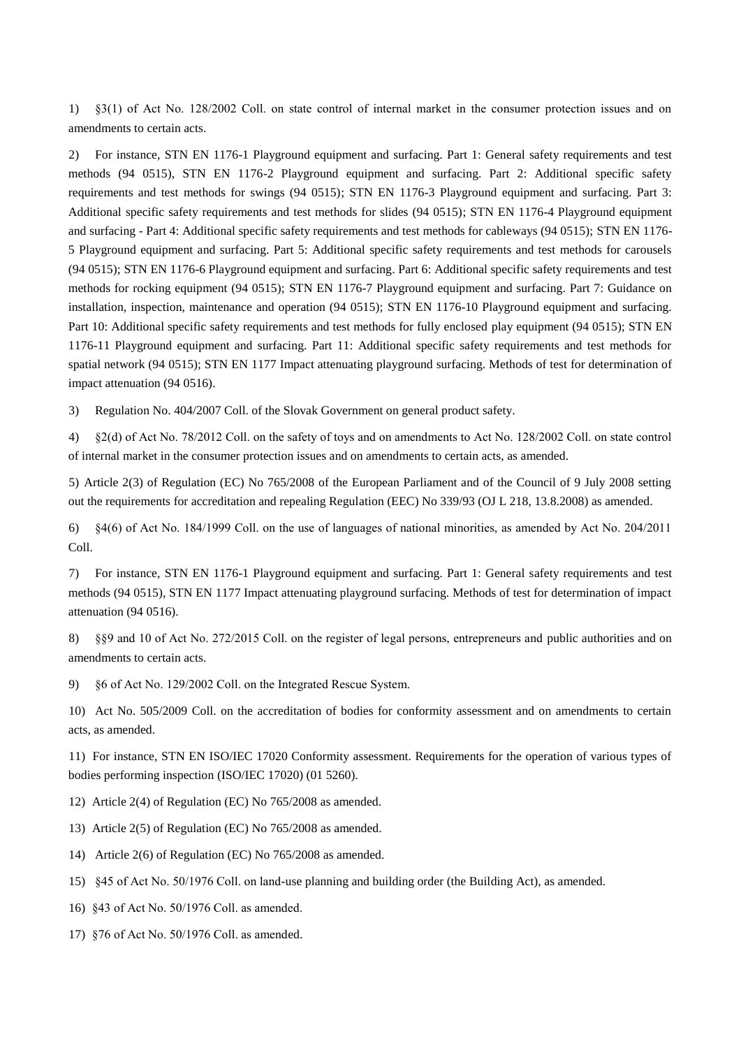1) §3(1) of Act No. 128/2002 Coll. on state control of internal market in the consumer protection issues and on amendments to certain acts.

2) For instance, STN EN 1176-1 Playground equipment and surfacing. Part 1: General safety requirements and test methods (94 0515), STN EN 1176-2 Playground equipment and surfacing. Part 2: Additional specific safety requirements and test methods for swings (94 0515); STN EN 1176-3 Playground equipment and surfacing. Part 3: Additional specific safety requirements and test methods for slides (94 0515); STN EN 1176-4 Playground equipment and surfacing - Part 4: Additional specific safety requirements and test methods for cableways (94 0515); STN EN 1176-5 Playground equipment and surfacing. Part 5: Additional specific safety requirements and test methods for carousels (94 0515); STN EN 1176-6 Playground equipment and surfacing. Part 6: Additional specific safety requirements and test methods for rocking equipment (94 0515); STN EN 1176-7 Playground equipment and surfacing. Part 7: Guidance on installation, inspection, maintenance and operation (94 0515); STN EN 1176-10 Playground equipment and surfacing. Part 10: Additional specific safety requirements and test methods for fully enclosed play equipment (94 0515); STN EN 1176-11 Playground equipment and surfacing. Part 11: Additional specific safety requirements and test methods for spatial network (94 0515); STN EN 1177 Impact attenuating playground surfacing. Methods of test for determination of impact attenuation (94 0516).

3) Regulation No. 404/2007 Coll. of the Slovak Government on general product safety.

4) §2(d) of Act No. 78/2012 Coll. on the safety of toys and on amendments to Act No. 128/2002 Coll. on state control of internal market in the consumer protection issues and on amendments to certain acts, as amended.

5) Article 2(3) of Regulation (EC) No 765/2008 of the European Parliament and of the Council of 9 July 2008 setting out the requirements for accreditation and repealing Regulation (EEC) No 339/93 (OJ L 218, 13.8.2008) as amended.

6) §4(6) of Act No. 184/1999 Coll. on the use of languages of national minorities, as amended by Act No. 204/2011 Coll.

7) For instance, STN EN 1176-1 Playground equipment and surfacing. Part 1: General safety requirements and test methods (94 0515), STN EN 1177 Impact attenuating playground surfacing. Methods of test for determination of impact attenuation (94 0516).

8) §§9 and 10 of Act No. 272/2015 Coll. on the register of legal persons, entrepreneurs and public authorities and on amendments to certain acts.

9) §6 of Act No. 129/2002 Coll. on the Integrated Rescue System.

10) Act No. 505/2009 Coll. on the accreditation of bodies for conformity assessment and on amendments to certain acts, as amended.

11) For instance, STN EN ISO/IEC 17020 Conformity assessment. Requirements for the operation of various types of bodies performing inspection (ISO/IEC 17020) (01 5260).

12) Article 2(4) of Regulation (EC) No 765/2008 as amended.

13) Article 2(5) of Regulation (EC) No 765/2008 as amended.

14) Article 2(6) of Regulation (EC) No 765/2008 as amended.

15) §45 of Act No. 50/1976 Coll. on land-use planning and building order (the Building Act), as amended.

16) §43 of Act No. 50/1976 Coll. as amended.

17) §76 of Act No. 50/1976 Coll. as amended.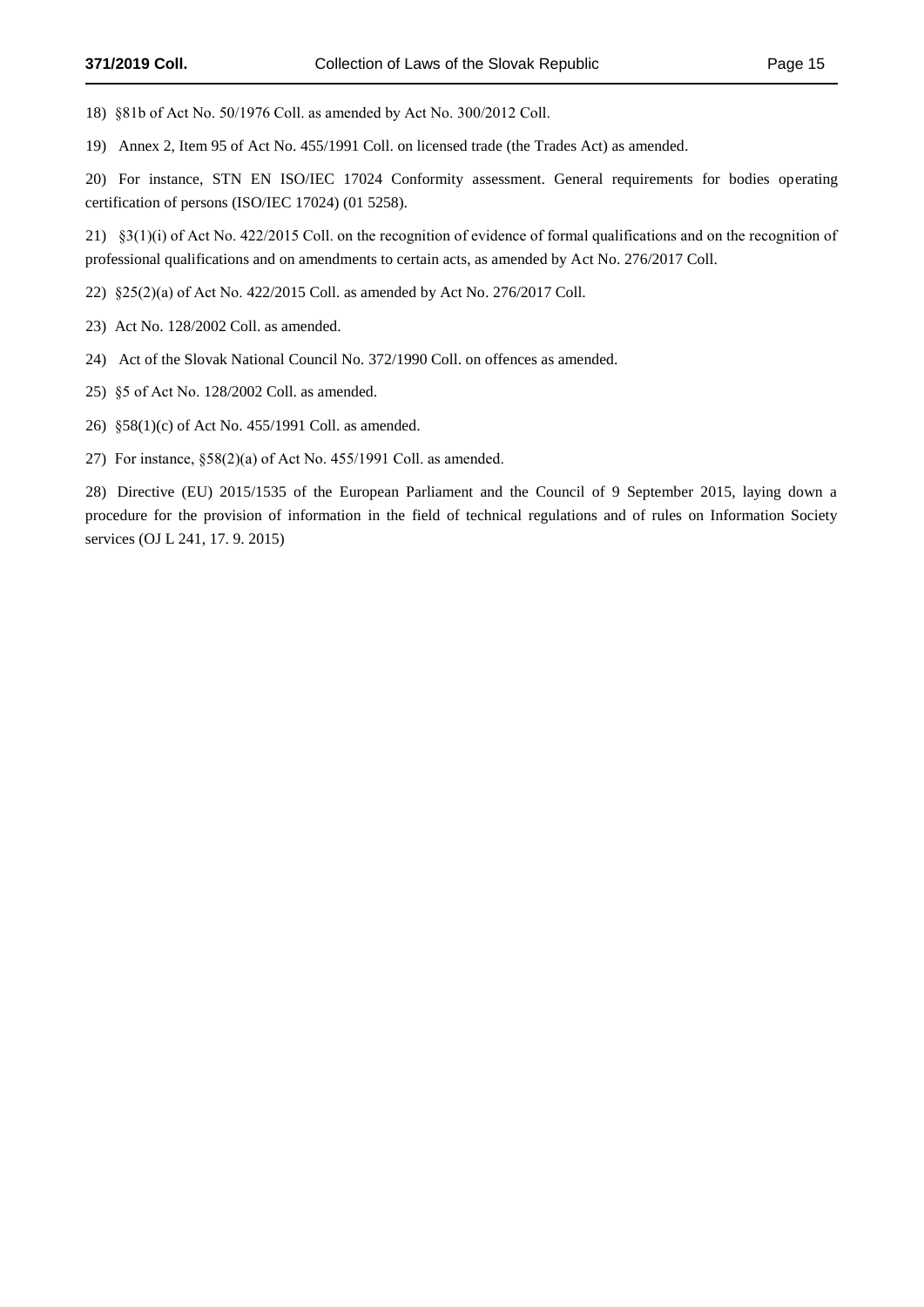18) §81b of Act No. 50/1976 Coll. as amended by Act No. 300/2012 Coll.

19) Annex 2, Item 95 of Act No. 455/1991 Coll. on licensed trade (the Trades Act) as amended.

20) For instance, STN EN ISO/IEC 17024 Conformity assessment. General requirements for bodies operating certification of persons (ISO/IEC 17024) (01 5258).

21) §3(1)(i) of Act No. 422/2015 Coll. on the recognition of evidence of formal qualifications and on the recognition of professional qualifications and on amendments to certain acts, as amended by Act No. 276/2017 Coll.

22) §25(2)(a) of Act No. 422/2015 Coll. as amended by Act No. 276/2017 Coll.

23) Act No. 128/2002 Coll. as amended.

24) Act of the Slovak National Council No. 372/1990 Coll. on offences as amended.

25) §5 of Act No. 128/2002 Coll. as amended.

26) §58(1)(c) of Act No. 455/1991 Coll. as amended.

27) For instance, §58(2)(a) of Act No. 455/1991 Coll. as amended.

28) Directive (EU) 2015/1535 of the European Parliament and the Council of 9 September 2015, laying down a procedure for the provision of information in the field of technical regulations and of rules on Information Society services (OJ L 241, 17. 9. 2015)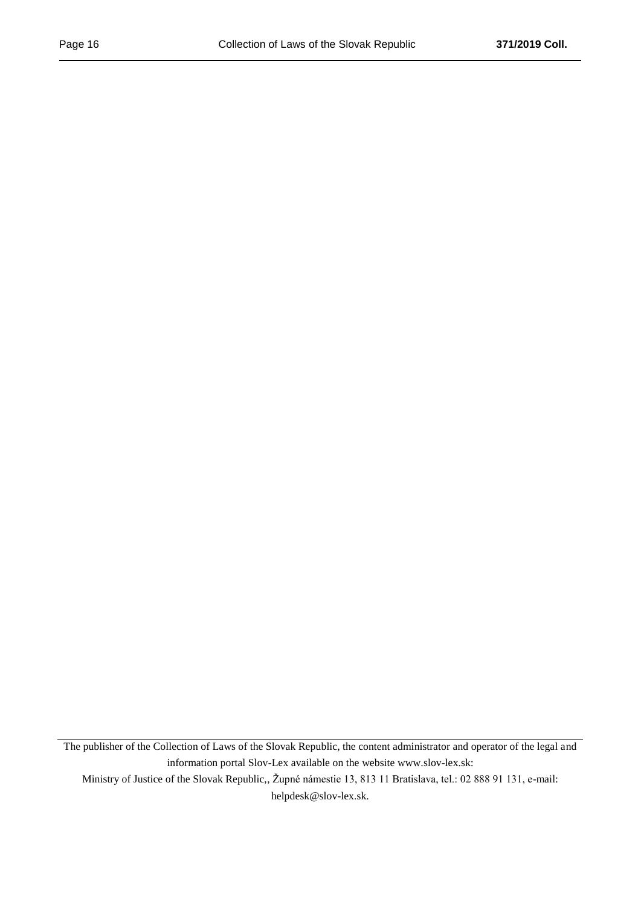The publisher of the Collection of Laws of the Slovak Republic, the content administrator and operator of the legal and information portal Slov-Lex available on the website www.slov-lex.sk:

Ministry of Justice of the Slovak Republic,, Župné námestie 13, 813 11 Bratislava, tel.: 02 888 91 131, e-mail: helpdesk@slov-lex.sk.